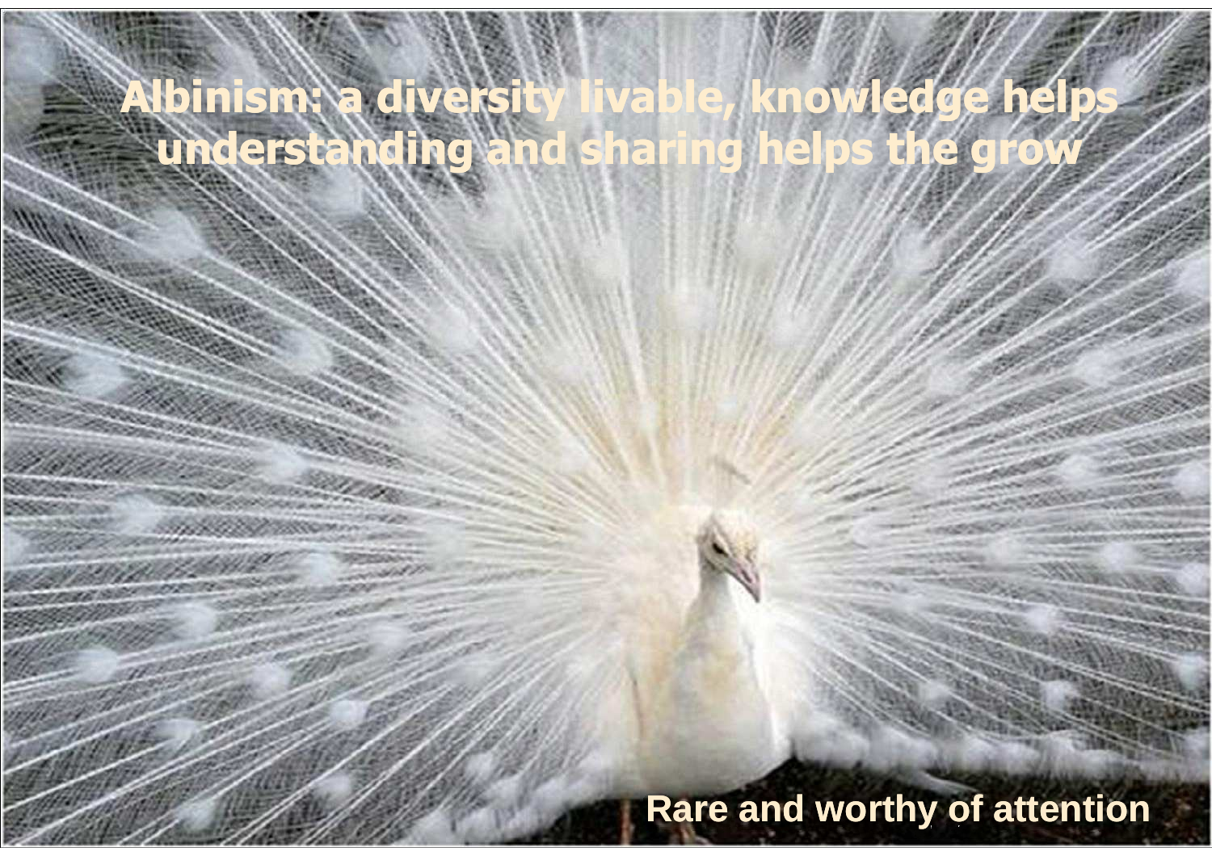# Albinism: a diversity livable, knowledge helps understanding and sharing helps the grow

Rare and worthy of attention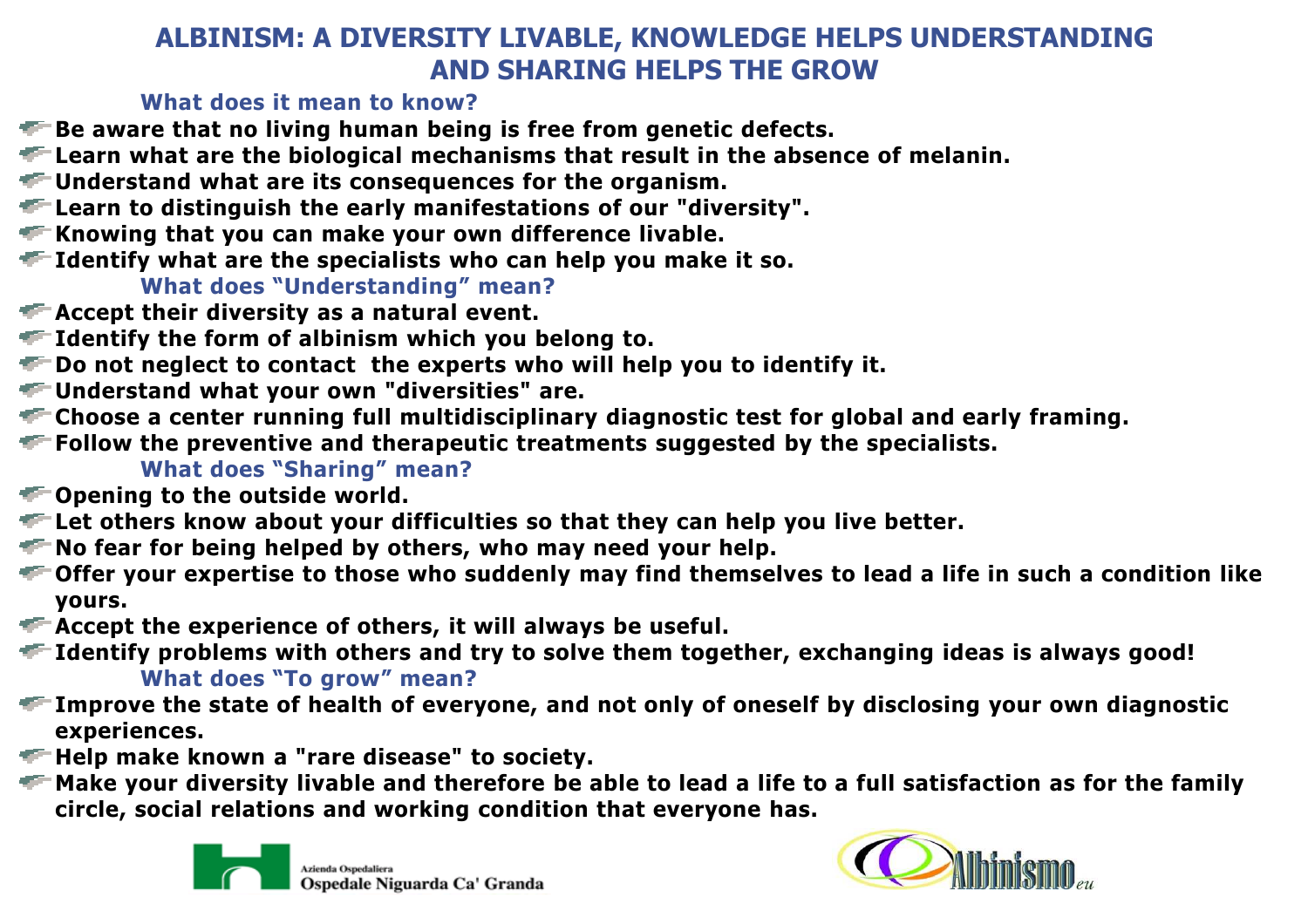# ALBINISM: A DIVERSITY LIVABLE, KNOWLEDGE HELPS UNDERSTANDING AND SHARING HELPS THE GROW

### What does it mean to know?

- **Be aware that no living human being is free from genetic defects.**
- **Learn what are the biological mechanisms that result in the absence of melanin.**
- **Understand what are its consequences for the organism.**
- **Learn to distinguish the early manifestations of our "diversity".**
- **Knowing that you can make your own difference livable.**
- **Identify what are the specialists who can help you make it so.**

### What does "Understanding" mean?

- **Accept their diversity as a natural event.**
- **Identify the form of albinism which you belong to.**
- **Do not neglect to contact the experts who will help you to identify it.**
- **Understand what your own "diversities" are.**
- **Choose a center running full multidisciplinary diagnostic test for global and early framing.**
- **Follow the preventive and therapeutic treatments suggested by the specialists.**

### What does "Sharing" mean?

- **Opening to the outside world.**
- **Let others know about your difficulties so that they can help you live better.**
- **No fear for being helped by others, who may need your help.**
- **Offer your expertise to those who suddenly may find themselves to lead a life in such a condition like yours.**
- **Accept the experience of others, it will always be useful.**
- **Identify problems with others and try to solve them together, exchanging ideas is always good!**

### What does "To grow" mean?

- **Improve the state of health of everyone, and not only of oneself by disclosing your own diagnostic experiences.**
- **Help make known a "rare disease" to society.**
- **Make your diversity livable and therefore be able to lead a life to a full satisfaction as for the family circle, social relations and working condition that everyone has.**

Azienda Ospedaliera
Ospedale Niguarda Ca' Granda

Albinismo.eu